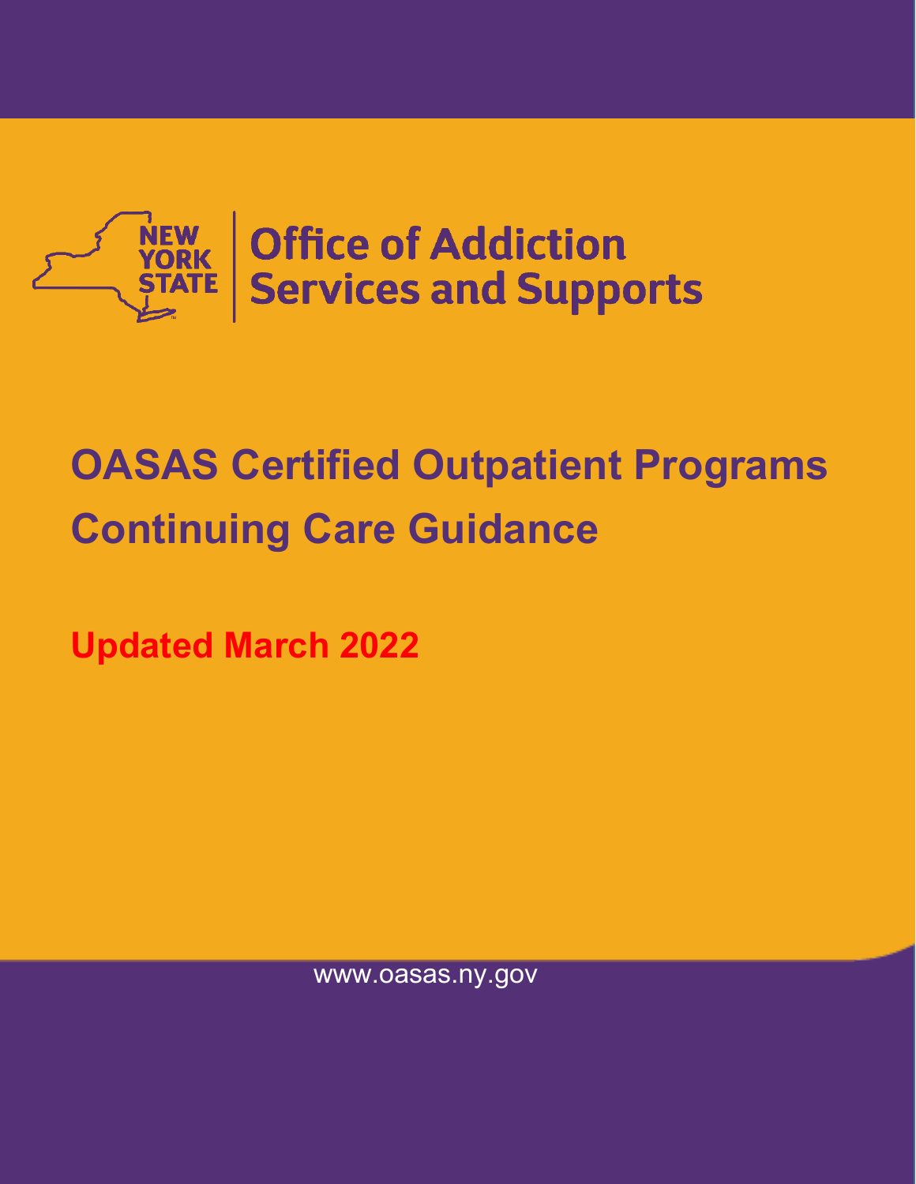NEW YORK STATE | Office of Addiction Services and Supports

# OASAS Certified Outpatient Programs Continuing Care Guidance

**Updated March 2022**

www.oasas.ny.gov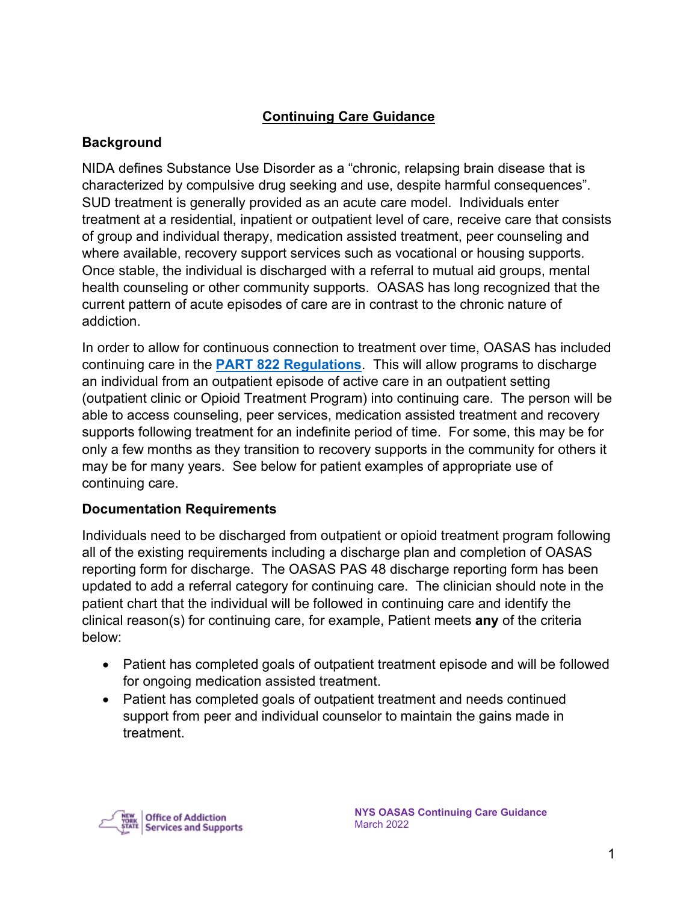# Continuing Care Guidance

## Background

NIDA defines Substance Use Disorder as a "chronic, relapsing brain disease that is characterized by compulsive drug seeking and use, despite harmful consequences". SUD treatment is generally provided as an acute care model. Individuals enter treatment at a residential, inpatient or outpatient level of care, receive care that consists of group and individual therapy, medication assisted treatment, peer counseling and where available, recovery support services such as vocational or housing supports. Once stable, the individual is discharged with a referral to mutual aid groups, mental health counseling or other community supports. OASAS has long recognized that the current pattern of acute episodes of care are in contrast to the chronic nature of addiction.

In order to allow for continuous connection to treatment over time, OASAS has included continuing care in the **PART 822 Regulations**. This will allow programs to discharge an individual from an outpatient episode of active care in an outpatient setting (outpatient clinic or Opioid Treatment Program) into continuing care. The person will be able to access counseling, peer services, medication assisted treatment and recovery supports following treatment for an indefinite period of time. For some, this may be for only a few months as they transition to recovery supports in the community for others it may be for many years. See below for patient examples of appropriate use of continuing care.

## Documentation Requirements

Individuals need to be discharged from outpatient or opioid treatment program following all of the existing requirements including a discharge plan and completion of OASAS reporting form for discharge. The OASAS PAS 48 discharge reporting form has been updated to add a referral category for continuing care. The clinician should note in the patient chart that the individual will be followed in continuing care and identify the clinical reason(s) for continuing care, for example, Patient meets **any** of the criteria below:

- Patient has completed goals of outpatient treatment episode and will be followed for ongoing medication assisted treatment.
- Patient has completed goals of outpatient treatment and needs continued support from peer and individual counselor to maintain the gains made in treatment.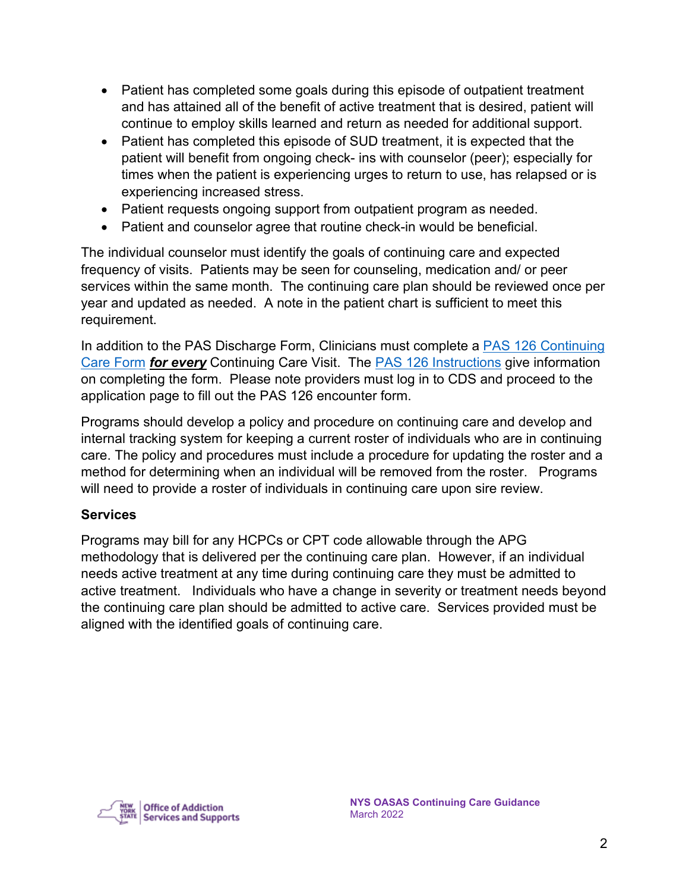- Patient has completed some goals during this episode of outpatient treatment and has attained all of the benefit of active treatment that is desired, patient will continue to employ skills learned and return as needed for additional support.
- Patient has completed this episode of SUD treatment, it is expected that the patient will benefit from ongoing check- ins with counselor (peer); especially for times when the patient is experiencing urges to return to use, has relapsed or is experiencing increased stress.
- Patient requests ongoing support from outpatient program as needed.
- Patient and counselor agree that routine check-in would be beneficial.

The individual counselor must identify the goals of continuing care and expected frequency of visits. Patients may be seen for counseling, medication and/ or peer services within the same month. The continuing care plan should be reviewed once per year and updated as needed. A note in the patient chart is sufficient to meet this requirement.

In addition to the PAS Discharge Form, Clinicians must complete a PAS 126 Continuing Care Form ***for every*** Continuing Care Visit. The PAS 126 Instructions give information on completing the form. Please note providers must log in to CDS and proceed to the application page to fill out the PAS 126 encounter form.

Programs should develop a policy and procedure on continuing care and develop and internal tracking system for keeping a current roster of individuals who are in continuing care. The policy and procedures must include a procedure for updating the roster and a method for determining when an individual will be removed from the roster. Programs will need to provide a roster of individuals in continuing care upon sire review.

**Services**

Programs may bill for any HCPCs or CPT code allowable through the APG methodology that is delivered per the continuing care plan. However, if an individual needs active treatment at any time during continuing care they must be admitted to active treatment. Individuals who have a change in severity or treatment needs beyond the continuing care plan should be admitted to active care. Services provided must be aligned with the identified goals of continuing care.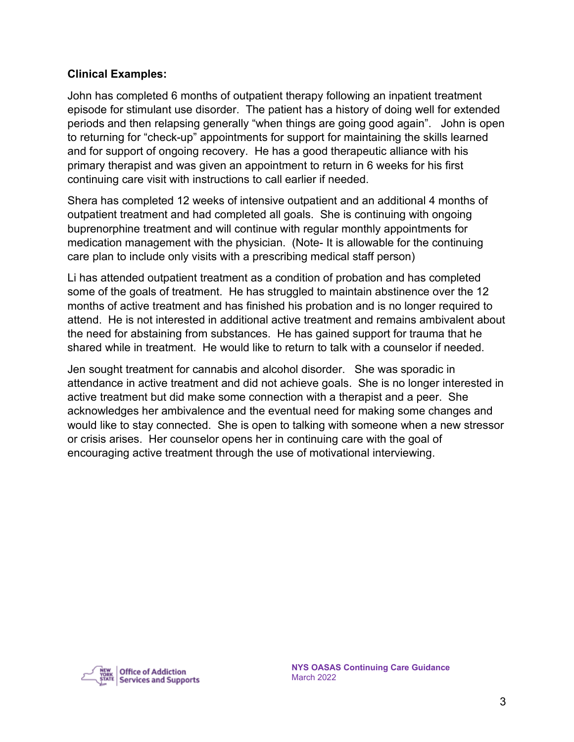**Clinical Examples:**

John has completed 6 months of outpatient therapy following an inpatient treatment episode for stimulant use disorder. The patient has a history of doing well for extended periods and then relapsing generally "when things are going good again". John is open to returning for "check-up" appointments for support for maintaining the skills learned and for support of ongoing recovery. He has a good therapeutic alliance with his primary therapist and was given an appointment to return in 6 weeks for his first continuing care visit with instructions to call earlier if needed.

Shera has completed 12 weeks of intensive outpatient and an additional 4 months of outpatient treatment and had completed all goals. She is continuing with ongoing buprenorphine treatment and will continue with regular monthly appointments for medication management with the physician. (Note- It is allowable for the continuing care plan to include only visits with a prescribing medical staff person)

Li has attended outpatient treatment as a condition of probation and has completed some of the goals of treatment. He has struggled to maintain abstinence over the 12 months of active treatment and has finished his probation and is no longer required to attend. He is not interested in additional active treatment and remains ambivalent about the need for abstaining from substances. He has gained support for trauma that he shared while in treatment. He would like to return to talk with a counselor if needed.

Jen sought treatment for cannabis and alcohol disorder. She was sporadic in attendance in active treatment and did not achieve goals. She is no longer interested in active treatment but did make some connection with a therapist and a peer. She acknowledges her ambivalence and the eventual need for making some changes and would like to stay connected. She is open to talking with someone when a new stressor or crisis arises. Her counselor opens her in continuing care with the goal of encouraging active treatment through the use of motivational interviewing.